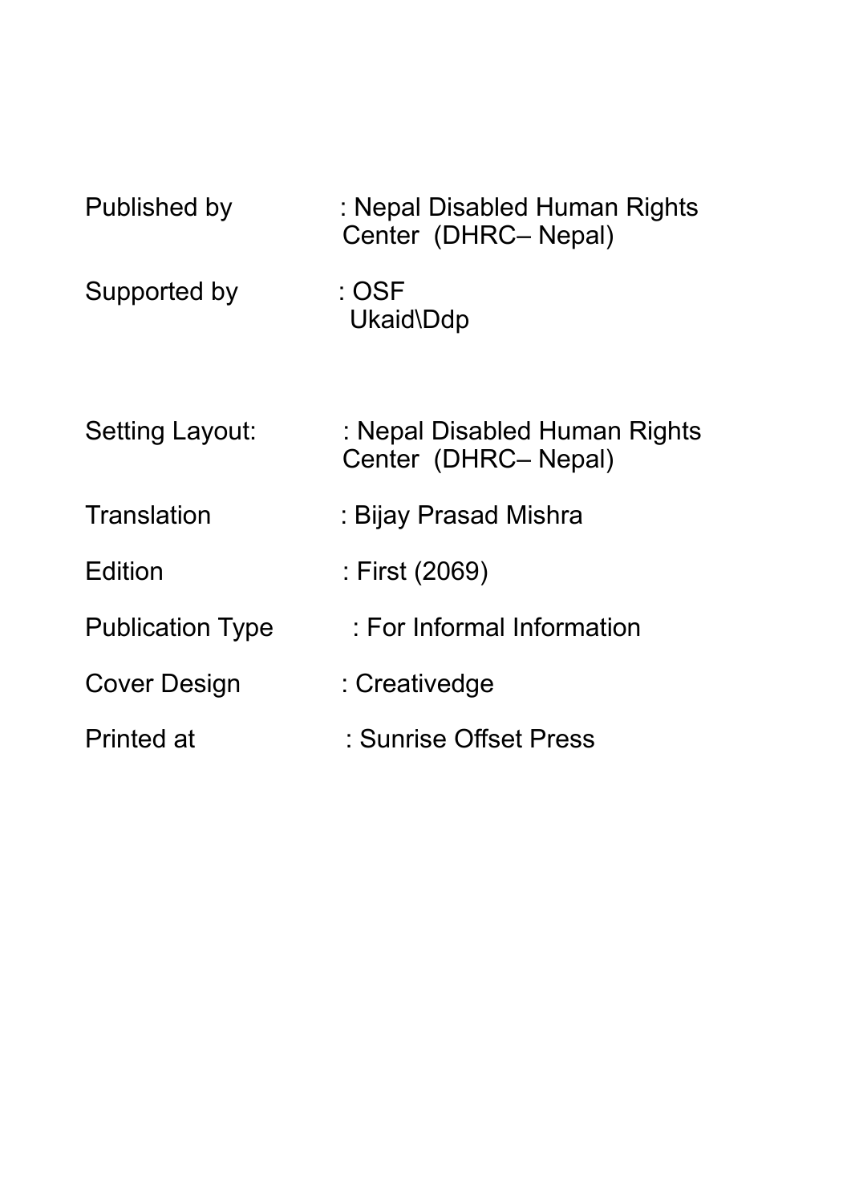| | |
|---|---|
| Published by | : Nepal Disabled Human Rights Center (DHRC– Nepal) |
| Supported by | : OSF<br>Ukaid\Ddp |
| Setting Layout: | : Nepal Disabled Human Rights Center (DHRC– Nepal) |
| Translation | : Bijay Prasad Mishra |
| Edition | : First (2069) |
| Publication Type | : For Informal Information |
| Cover Design | : Creativedge |
| Printed at | : Sunrise Offset Press |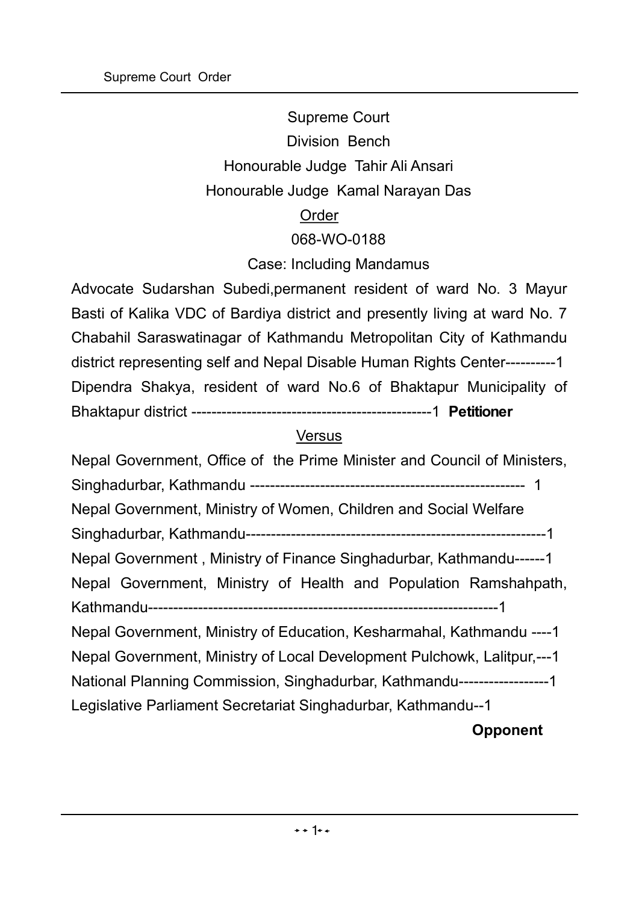Supreme Court

Division Bench

Honourable Judge Tahir Ali Ansari

Honourable Judge Kamal Narayan Das

Order

068-WO-0188

Case: Including Mandamus

Advocate Sudarshan Subedi,permanent resident of ward No. 3 Mayur Basti of Kalika VDC of Bardiya district and presently living at ward No. 7 Chabahil Saraswatinagar of Kathmandu Metropolitan City of Kathmandu district representing self and Nepal Disable Human Rights Center----------1

Dipendra Shakya, resident of ward No.6 of Bhaktapur Municipality of Bhaktapur district -----------------------------------------------1 **Petitioner**

Versus

Nepal Government, Office of the Prime Minister and Council of Ministers, Singhadurbar, Kathmandu ------------------------------------------------------ 1

Nepal Government, Ministry of Women, Children and Social Welfare Singhadurbar, Kathmandu-----------------------------------------------------------1

Nepal Government , Ministry of Finance Singhadurbar, Kathmandu------1

Nepal Government, Ministry of Health and Population Ramshahpath, Kathmandu--------------------------------------------------------------------1

Nepal Government, Ministry of Education, Kesharmahal, Kathmandu ----1

Nepal Government, Ministry of Local Development Pulchowk, Lalitpur,---1

National Planning Commission, Singhadurbar, Kathmandu------------------1

Legislative Parliament Secretariat Singhadurbar, Kathmandu--1

**Opponent**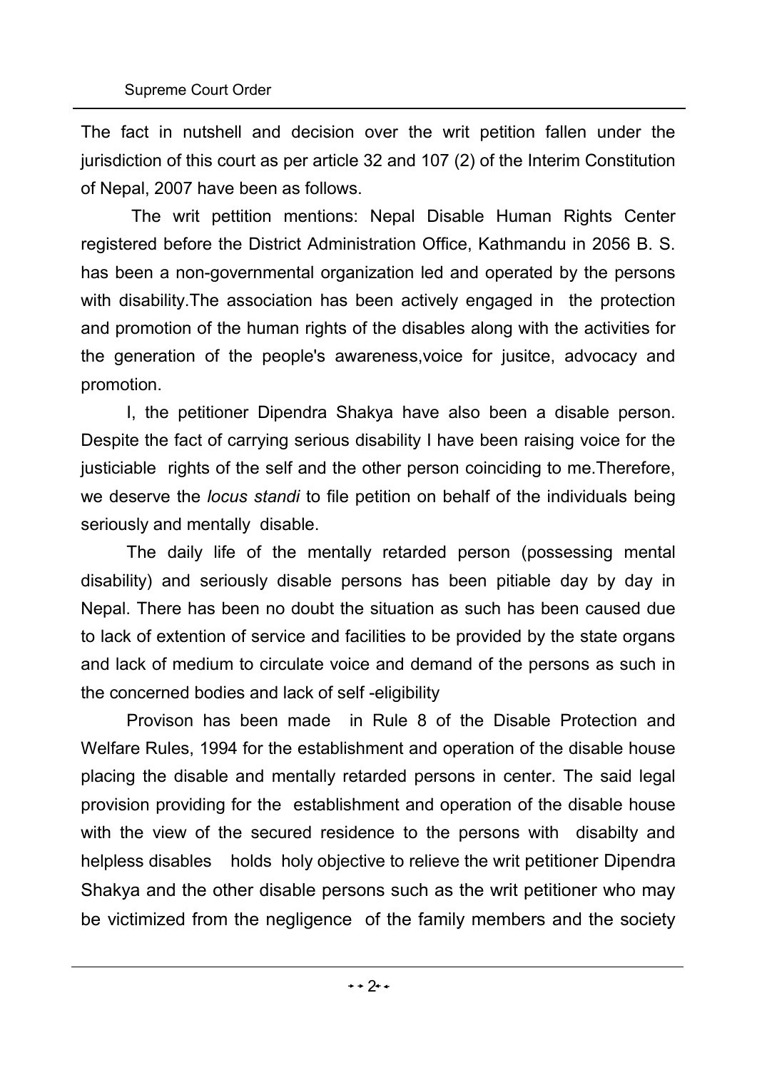The fact in nutshell and decision over the writ petition fallen under the jurisdiction of this court as per article 32 and 107 (2) of the Interim Constitution of Nepal, 2007 have been as follows.

The writ pettition mentions: Nepal Disable Human Rights Center registered before the District Administration Office, Kathmandu in 2056 B. S. has been a non-governmental organization led and operated by the persons with disability.The association has been actively engaged in the protection and promotion of the human rights of the disables along with the activities for the generation of the people's awareness,voice for jusitce, advocacy and promotion.

I, the petitioner Dipendra Shakya have also been a disable person. Despite the fact of carrying serious disability I have been raising voice for the justiciable rights of the self and the other person coinciding to me.Therefore, we deserve the *locus standi* to file petition on behalf of the individuals being seriously and mentally disable.

The daily life of the mentally retarded person (possessing mental disability) and seriously disable persons has been pitiable day by day in Nepal. There has been no doubt the situation as such has been caused due to lack of extention of service and facilities to be provided by the state organs and lack of medium to circulate voice and demand of the persons as such in the concerned bodies and lack of self -eligibility

Provison has been made in Rule 8 of the Disable Protection and Welfare Rules, 1994 for the establishment and operation of the disable house placing the disable and mentally retarded persons in center. The said legal provision providing for the establishment and operation of the disable house with the view of the secured residence to the persons with disabilty and helpless disables holds holy objective to relieve the writ petitioner Dipendra Shakya and the other disable persons such as the writ petitioner who may be victimized from the negligence of the family members and the society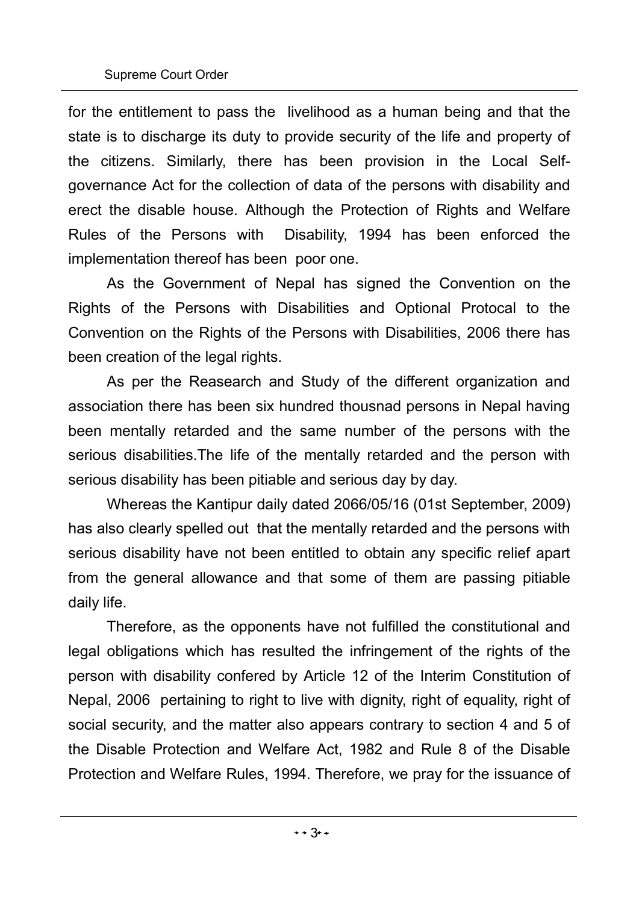for the entitlement to pass the livelihood as a human being and that the state is to discharge its duty to provide security of the life and property of the citizens. Similarly, there has been provision in the Local Self-governance Act for the collection of data of the persons with disability and erect the disable house. Although the Protection of Rights and Welfare Rules of the Persons with Disability, 1994 has been enforced the implementation thereof has been poor one.

As the Government of Nepal has signed the Convention on the Rights of the Persons with Disabilities and Optional Protocal to the Convention on the Rights of the Persons with Disabilities, 2006 there has been creation of the legal rights.

As per the Reasearch and Study of the different organization and association there has been six hundred thousnad persons in Nepal having been mentally retarded and the same number of the persons with the serious disabilities.The life of the mentally retarded and the person with serious disability has been pitiable and serious day by day.

Whereas the Kantipur daily dated 2066/05/16 (01st September, 2009) has also clearly spelled out that the mentally retarded and the persons with serious disability have not been entitled to obtain any specific relief apart from the general allowance and that some of them are passing pitiable daily life.

Therefore, as the opponents have not fulfilled the constitutional and legal obligations which has resulted the infringement of the rights of the person with disability confered by Article 12 of the Interim Constitution of Nepal, 2006 pertaining to right to live with dignity, right of equality, right of social security, and the matter also appears contrary to section 4 and 5 of the Disable Protection and Welfare Act, 1982 and Rule 8 of the Disable Protection and Welfare Rules, 1994. Therefore, we pray for the issuance of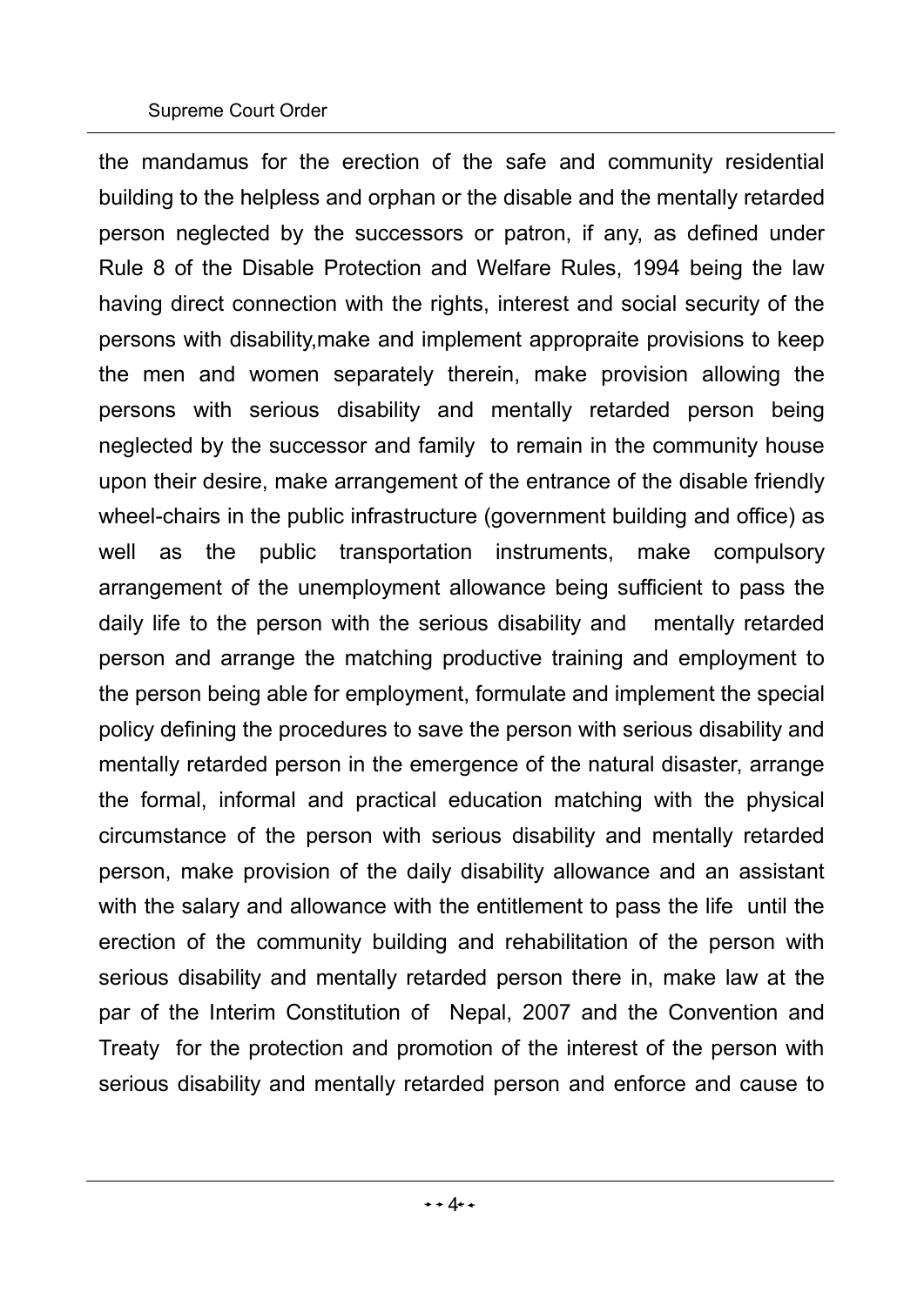the mandamus for the erection of the safe and community residential building to the helpless and orphan or the disable and the mentally retarded person neglected by the successors or patron, if any, as defined under Rule 8 of the Disable Protection and Welfare Rules, 1994 being the law having direct connection with the rights, interest and social security of the persons with disability,make and implement appropraite provisions to keep the men and women separately therein, make provision allowing the persons with serious disability and mentally retarded person being neglected by the successor and family to remain in the community house upon their desire, make arrangement of the entrance of the disable friendly wheel-chairs in the public infrastructure (government building and office) as well as the public transportation instruments, make compulsory arrangement of the unemployment allowance being sufficient to pass the daily life to the person with the serious disability and mentally retarded person and arrange the matching productive training and employment to the person being able for employment, formulate and implement the special policy defining the procedures to save the person with serious disability and mentally retarded person in the emergence of the natural disaster, arrange the formal, informal and practical education matching with the physical circumstance of the person with serious disability and mentally retarded person, make provision of the daily disability allowance and an assistant with the salary and allowance with the entitlement to pass the life until the erection of the community building and rehabilitation of the person with serious disability and mentally retarded person there in, make law at the par of the Interim Constitution of Nepal, 2007 and the Convention and Treaty for the protection and promotion of the interest of the person with serious disability and mentally retarded person and enforce and cause to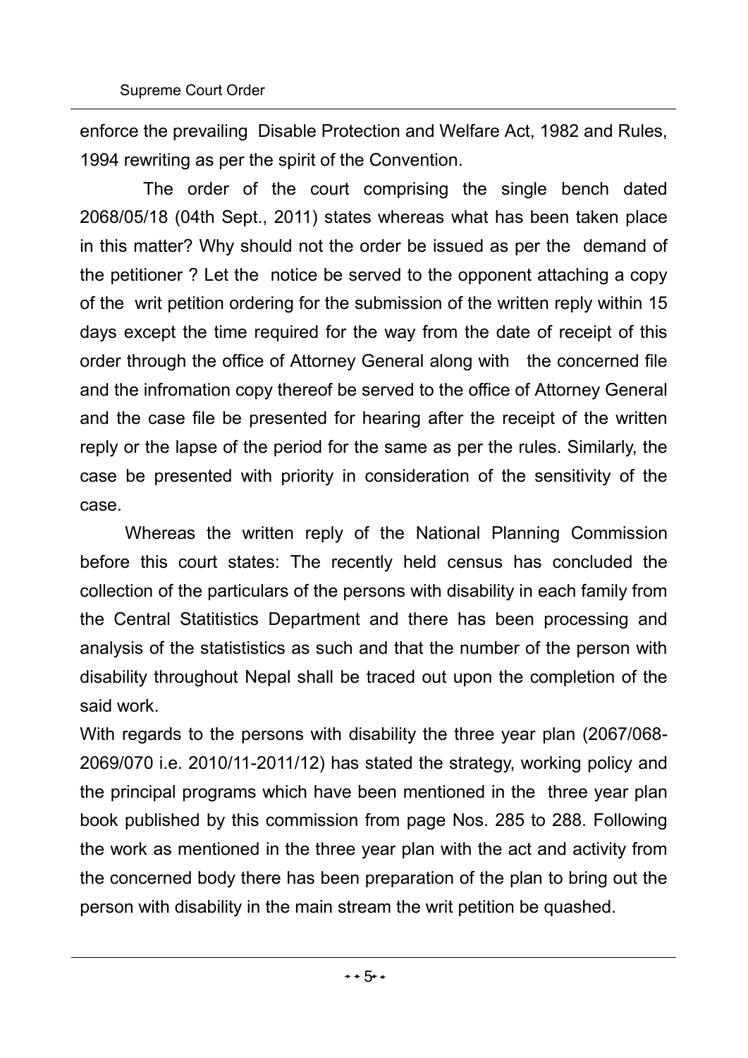enforce the prevailing Disable Protection and Welfare Act, 1982 and Rules, 1994 rewriting as per the spirit of the Convention.

The order of the court comprising the single bench dated 2068/05/18 (04th Sept., 2011) states whereas what has been taken place in this matter? Why should not the order be issued as per the demand of the petitioner ? Let the notice be served to the opponent attaching a copy of the writ petition ordering for the submission of the written reply within 15 days except the time required for the way from the date of receipt of this order through the office of Attorney General along with the concerned file and the infromation copy thereof be served to the office of Attorney General and the case file be presented for hearing after the receipt of the written reply or the lapse of the period for the same as per the rules. Similarly, the case be presented with priority in consideration of the sensitivity of the case.

Whereas the written reply of the National Planning Commission before this court states: The recently held census has concluded the collection of the particulars of the persons with disability in each family from the Central Statitistics Department and there has been processing and analysis of the statististics as such and that the number of the person with disability throughout Nepal shall be traced out upon the completion of the said work.

With regards to the persons with disability the three year plan (2067/068-2069/070 i.e. 2010/11-2011/12) has stated the strategy, working policy and the principal programs which have been mentioned in the three year plan book published by this commission from page Nos. 285 to 288. Following the work as mentioned in the three year plan with the act and activity from the concerned body there has been preparation of the plan to bring out the person with disability in the main stream the writ petition be quashed.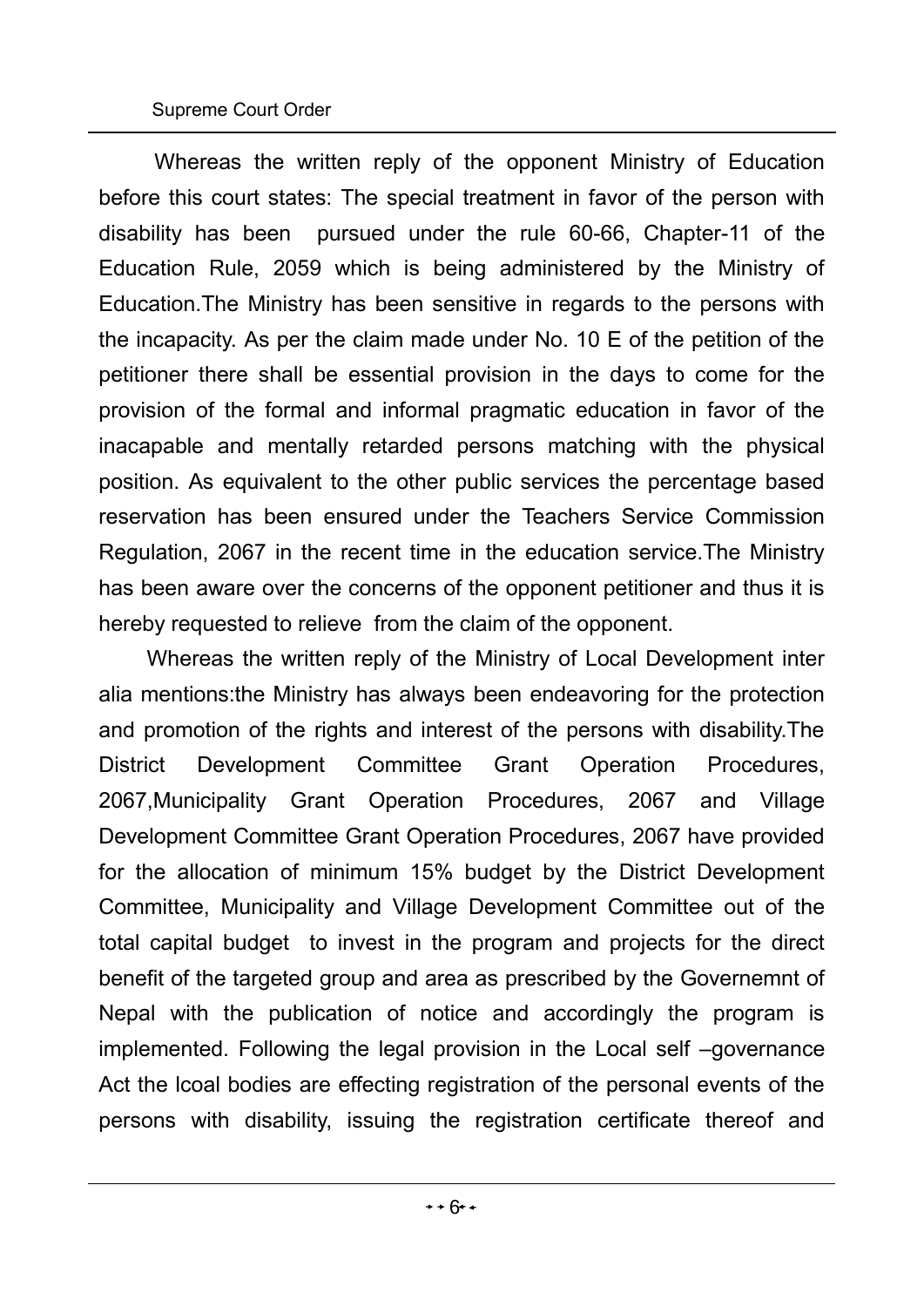Whereas the written reply of the opponent Ministry of Education before this court states: The special treatment in favor of the person with disability has been pursued under the rule 60-66, Chapter-11 of the Education Rule, 2059 which is being administered by the Ministry of Education.The Ministry has been sensitive in regards to the persons with the incapacity. As per the claim made under No. 10 E of the petition of the petitioner there shall be essential provision in the days to come for the provision of the formal and informal pragmatic education in favor of the inacapable and mentally retarded persons matching with the physical position. As equivalent to the other public services the percentage based reservation has been ensured under the Teachers Service Commission Regulation, 2067 in the recent time in the education service.The Ministry has been aware over the concerns of the opponent petitioner and thus it is hereby requested to relieve from the claim of the opponent.

Whereas the written reply of the Ministry of Local Development inter alia mentions:the Ministry has always been endeavoring for the protection and promotion of the rights and interest of the persons with disability.The District Development Committee Grant Operation Procedures, 2067,Municipality Grant Operation Procedures, 2067 and Village Development Committee Grant Operation Procedures, 2067 have provided for the allocation of minimum 15% budget by the District Development Committee, Municipality and Village Development Committee out of the total capital budget to invest in the program and projects for the direct benefit of the targeted group and area as prescribed by the Governemnt of Nepal with the publication of notice and accordingly the program is implemented. Following the legal provision in the Local self –governance Act the lcoal bodies are effecting registration of the personal events of the persons with disability, issuing the registration certificate thereof and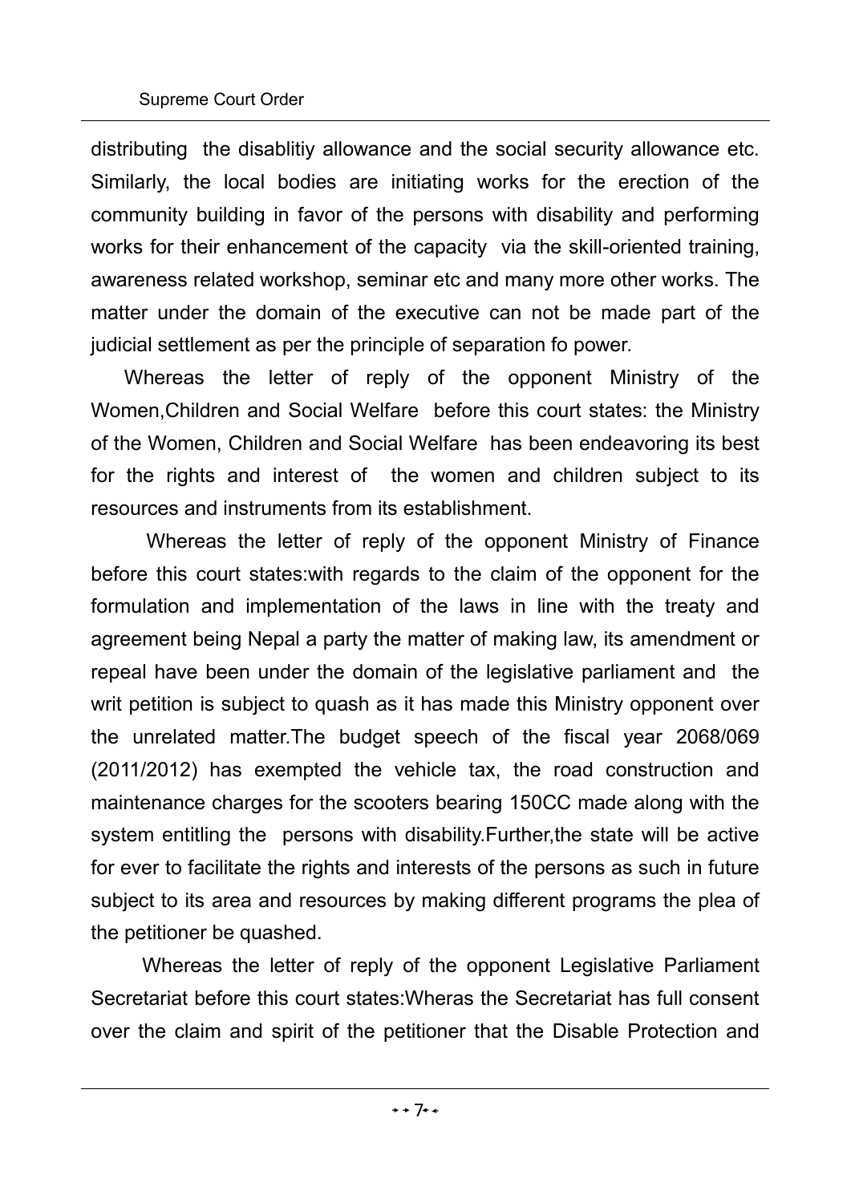distributing the disablitiy allowance and the social security allowance etc. Similarly, the local bodies are initiating works for the erection of the community building in favor of the persons with disability and performing works for their enhancement of the capacity via the skill-oriented training, awareness related workshop, seminar etc and many more other works. The matter under the domain of the executive can not be made part of the judicial settlement as per the principle of separation fo power.

Whereas the letter of reply of the opponent Ministry of the Women,Children and Social Welfare before this court states: the Ministry of the Women, Children and Social Welfare has been endeavoring its best for the rights and interest of the women and children subject to its resources and instruments from its establishment.

Whereas the letter of reply of the opponent Ministry of Finance before this court states:with regards to the claim of the opponent for the formulation and implementation of the laws in line with the treaty and agreement being Nepal a party the matter of making law, its amendment or repeal have been under the domain of the legislative parliament and the writ petition is subject to quash as it has made this Ministry opponent over the unrelated matter.The budget speech of the fiscal year 2068/069 (2011/2012) has exempted the vehicle tax, the road construction and maintenance charges for the scooters bearing 150CC made along with the system entitling the persons with disability.Further,the state will be active for ever to facilitate the rights and interests of the persons as such in future subject to its area and resources by making different programs the plea of the petitioner be quashed.

Whereas the letter of reply of the opponent Legislative Parliament Secretariat before this court states:Wheras the Secretariat has full consent over the claim and spirit of the petitioner that the Disable Protection and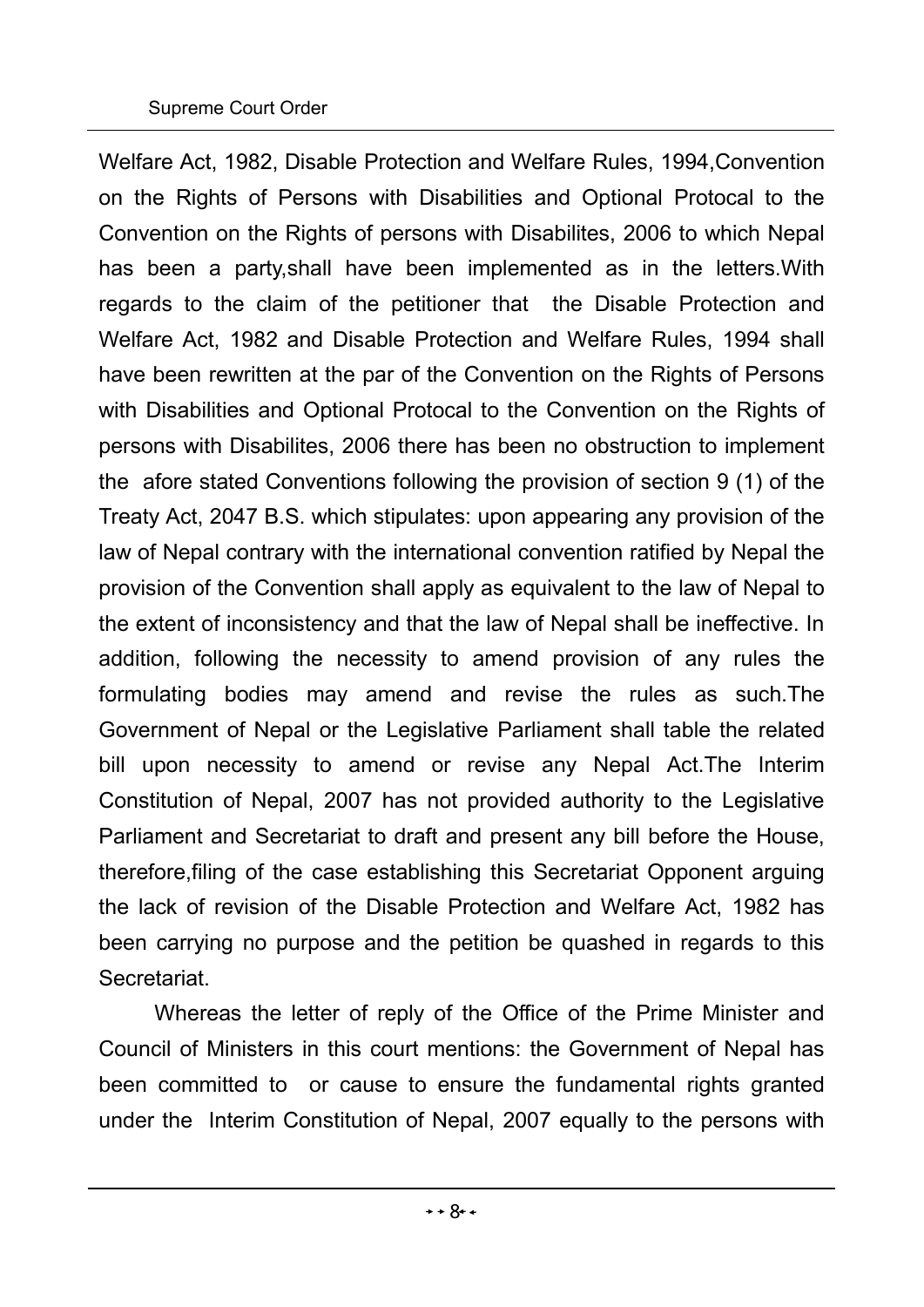Welfare Act, 1982, Disable Protection and Welfare Rules, 1994,Convention on the Rights of Persons with Disabilities and Optional Protocal to the Convention on the Rights of persons with Disabilites, 2006 to which Nepal has been a party,shall have been implemented as in the letters.With regards to the claim of the petitioner that the Disable Protection and Welfare Act, 1982 and Disable Protection and Welfare Rules, 1994 shall have been rewritten at the par of the Convention on the Rights of Persons with Disabilities and Optional Protocal to the Convention on the Rights of persons with Disabilites, 2006 there has been no obstruction to implement the afore stated Conventions following the provision of section 9 (1) of the Treaty Act, 2047 B.S. which stipulates: upon appearing any provision of the law of Nepal contrary with the international convention ratified by Nepal the provision of the Convention shall apply as equivalent to the law of Nepal to the extent of inconsistency and that the law of Nepal shall be ineffective. In addition, following the necessity to amend provision of any rules the formulating bodies may amend and revise the rules as such.The Government of Nepal or the Legislative Parliament shall table the related bill upon necessity to amend or revise any Nepal Act.The Interim Constitution of Nepal, 2007 has not provided authority to the Legislative Parliament and Secretariat to draft and present any bill before the House, therefore,filing of the case establishing this Secretariat Opponent arguing the lack of revision of the Disable Protection and Welfare Act, 1982 has been carrying no purpose and the petition be quashed in regards to this Secretariat.

Whereas the letter of reply of the Office of the Prime Minister and Council of Ministers in this court mentions: the Government of Nepal has been committed to or cause to ensure the fundamental rights granted under the Interim Constitution of Nepal, 2007 equally to the persons with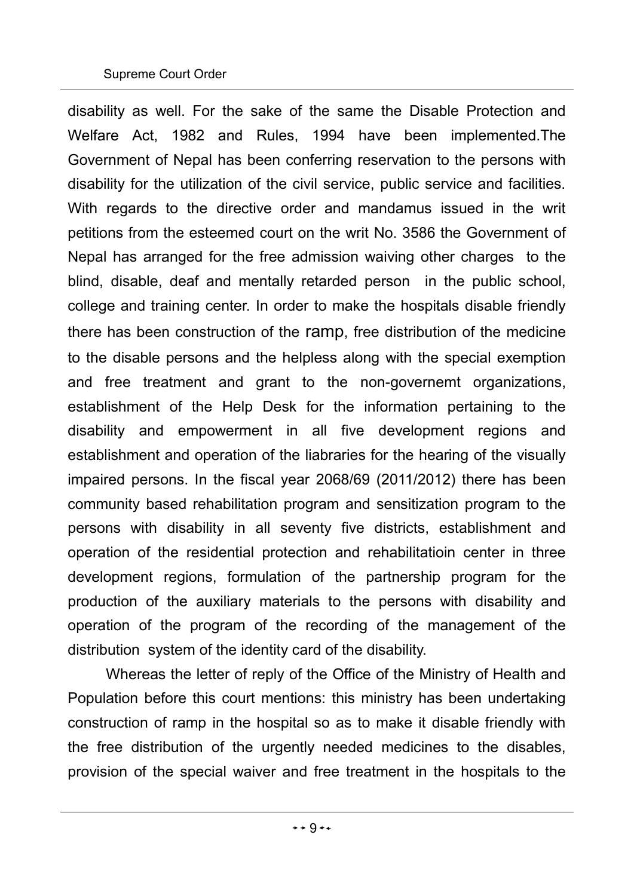disability as well. For the sake of the same the Disable Protection and Welfare Act, 1982 and Rules, 1994 have been implemented.The Government of Nepal has been conferring reservation to the persons with disability for the utilization of the civil service, public service and facilities. With regards to the directive order and mandamus issued in the writ petitions from the esteemed court on the writ No. 3586 the Government of Nepal has arranged for the free admission waiving other charges to the blind, disable, deaf and mentally retarded person in the public school, college and training center. In order to make the hospitals disable friendly there has been construction of the ramp, free distribution of the medicine to the disable persons and the helpless along with the special exemption and free treatment and grant to the non-governemt organizations, establishment of the Help Desk for the information pertaining to the disability and empowerment in all five development regions and establishment and operation of the liabraries for the hearing of the visually impaired persons. In the fiscal year 2068/69 (2011/2012) there has been community based rehabilitation program and sensitization program to the persons with disability in all seventy five districts, establishment and operation of the residential protection and rehabilitatioin center in three development regions, formulation of the partnership program for the production of the auxiliary materials to the persons with disability and operation of the program of the recording of the management of the distribution system of the identity card of the disability.

Whereas the letter of reply of the Office of the Ministry of Health and Population before this court mentions: this ministry has been undertaking construction of ramp in the hospital so as to make it disable friendly with the free distribution of the urgently needed medicines to the disables, provision of the special waiver and free treatment in the hospitals to the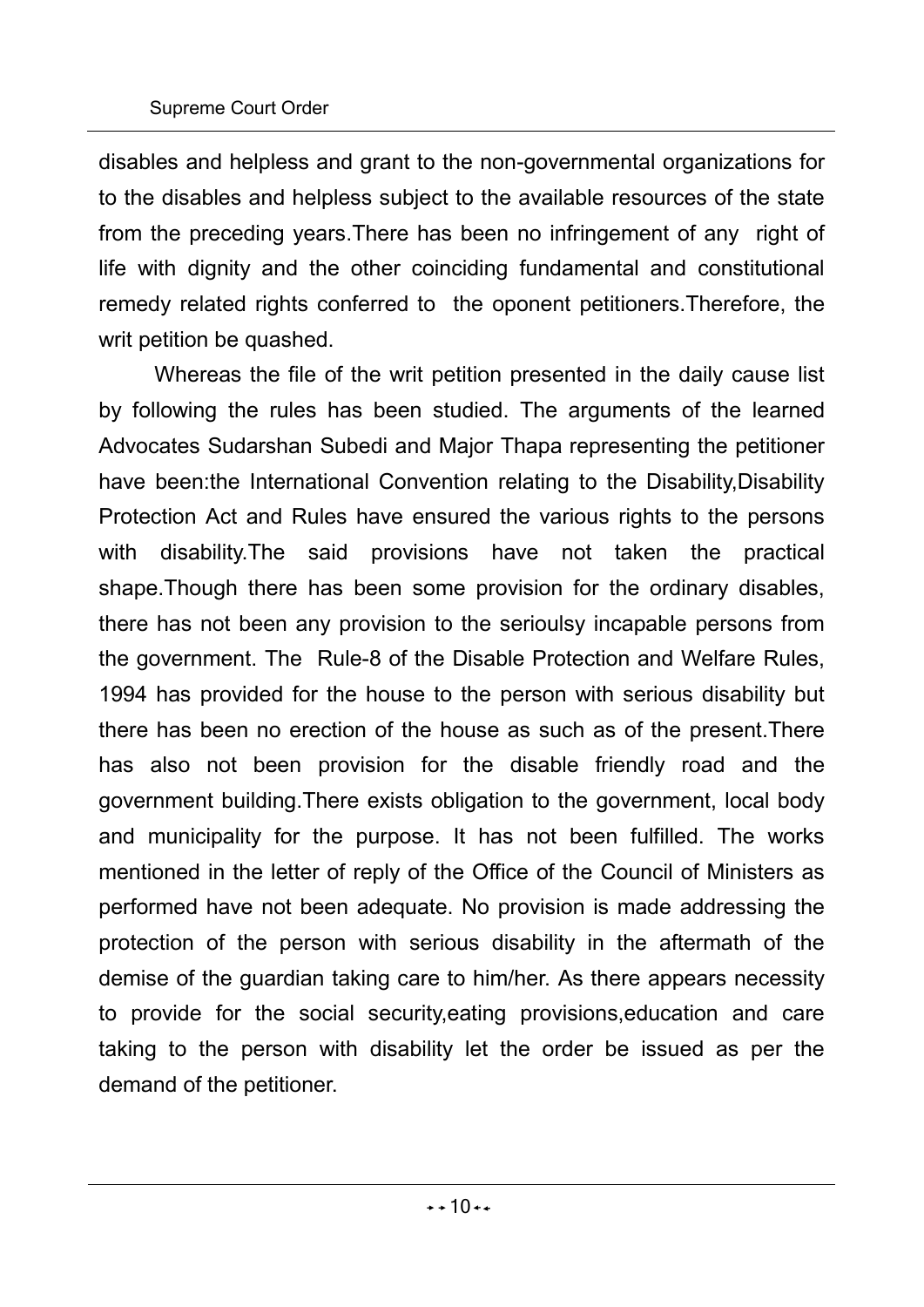disables and helpless and grant to the non-governmental organizations for to the disables and helpless subject to the available resources of the state from the preceding years.There has been no infringement of any right of life with dignity and the other coinciding fundamental and constitutional remedy related rights conferred to the oponent petitioners.Therefore, the writ petition be quashed.

Whereas the file of the writ petition presented in the daily cause list by following the rules has been studied. The arguments of the learned Advocates Sudarshan Subedi and Major Thapa representing the petitioner have been:the International Convention relating to the Disability,Disability Protection Act and Rules have ensured the various rights to the persons with disability.The said provisions have not taken the practical shape.Though there has been some provision for the ordinary disables, there has not been any provision to the serioulsy incapable persons from the government. The Rule-8 of the Disable Protection and Welfare Rules, 1994 has provided for the house to the person with serious disability but there has been no erection of the house as such as of the present.There has also not been provision for the disable friendly road and the government building.There exists obligation to the government, local body and municipality for the purpose. It has not been fulfilled. The works mentioned in the letter of reply of the Office of the Council of Ministers as performed have not been adequate. No provision is made addressing the protection of the person with serious disability in the aftermath of the demise of the guardian taking care to him/her. As there appears necessity to provide for the social security,eating provisions,education and care taking to the person with disability let the order be issued as per the demand of the petitioner.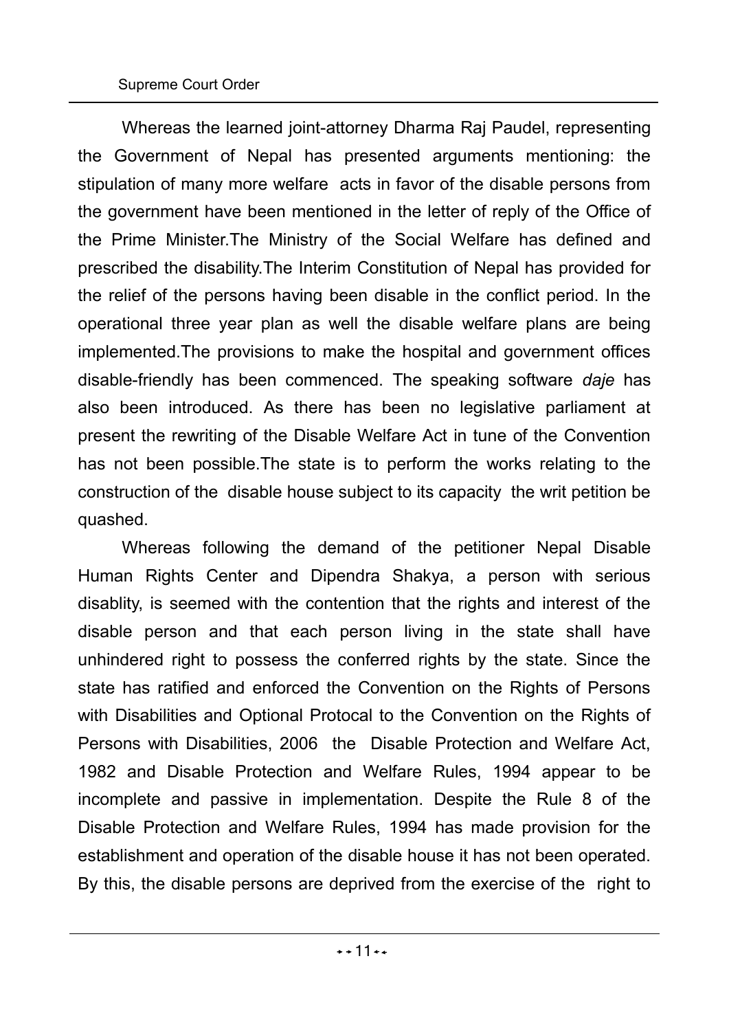Whereas the learned joint-attorney Dharma Raj Paudel, representing the Government of Nepal has presented arguments mentioning: the stipulation of many more welfare acts in favor of the disable persons from the government have been mentioned in the letter of reply of the Office of the Prime Minister.The Ministry of the Social Welfare has defined and prescribed the disability.The Interim Constitution of Nepal has provided for the relief of the persons having been disable in the conflict period. In the operational three year plan as well the disable welfare plans are being implemented.The provisions to make the hospital and government offices disable-friendly has been commenced. The speaking software *daje* has also been introduced. As there has been no legislative parliament at present the rewriting of the Disable Welfare Act in tune of the Convention has not been possible.The state is to perform the works relating to the construction of the disable house subject to its capacity the writ petition be quashed.

Whereas following the demand of the petitioner Nepal Disable Human Rights Center and Dipendra Shakya, a person with serious disablity, is seemed with the contention that the rights and interest of the disable person and that each person living in the state shall have unhindered right to possess the conferred rights by the state. Since the state has ratified and enforced the Convention on the Rights of Persons with Disabilities and Optional Protocal to the Convention on the Rights of Persons with Disabilities, 2006 the Disable Protection and Welfare Act, 1982 and Disable Protection and Welfare Rules, 1994 appear to be incomplete and passive in implementation. Despite the Rule 8 of the Disable Protection and Welfare Rules, 1994 has made provision for the establishment and operation of the disable house it has not been operated. By this, the disable persons are deprived from the exercise of the right to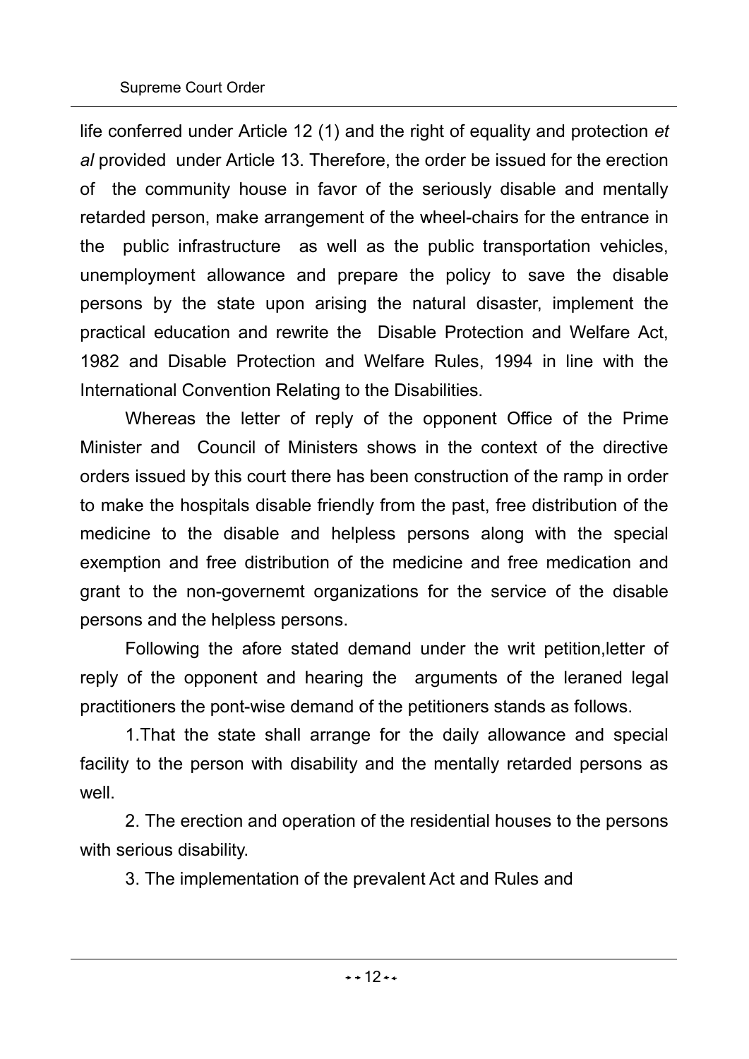life conferred under Article 12 (1) and the right of equality and protection *et al* provided under Article 13. Therefore, the order be issued for the erection of the community house in favor of the seriously disable and mentally retarded person, make arrangement of the wheel-chairs for the entrance in the public infrastructure as well as the public transportation vehicles, unemployment allowance and prepare the policy to save the disable persons by the state upon arising the natural disaster, implement the practical education and rewrite the Disable Protection and Welfare Act, 1982 and Disable Protection and Welfare Rules, 1994 in line with the International Convention Relating to the Disabilities.

Whereas the letter of reply of the opponent Office of the Prime Minister and Council of Ministers shows in the context of the directive orders issued by this court there has been construction of the ramp in order to make the hospitals disable friendly from the past, free distribution of the medicine to the disable and helpless persons along with the special exemption and free distribution of the medicine and free medication and grant to the non-governemt organizations for the service of the disable persons and the helpless persons.

Following the afore stated demand under the writ petition,letter of reply of the opponent and hearing the arguments of the leraned legal practitioners the pont-wise demand of the petitioners stands as follows.

1.That the state shall arrange for the daily allowance and special facility to the person with disability and the mentally retarded persons as well.

2. The erection and operation of the residential houses to the persons with serious disability.

3. The implementation of the prevalent Act and Rules and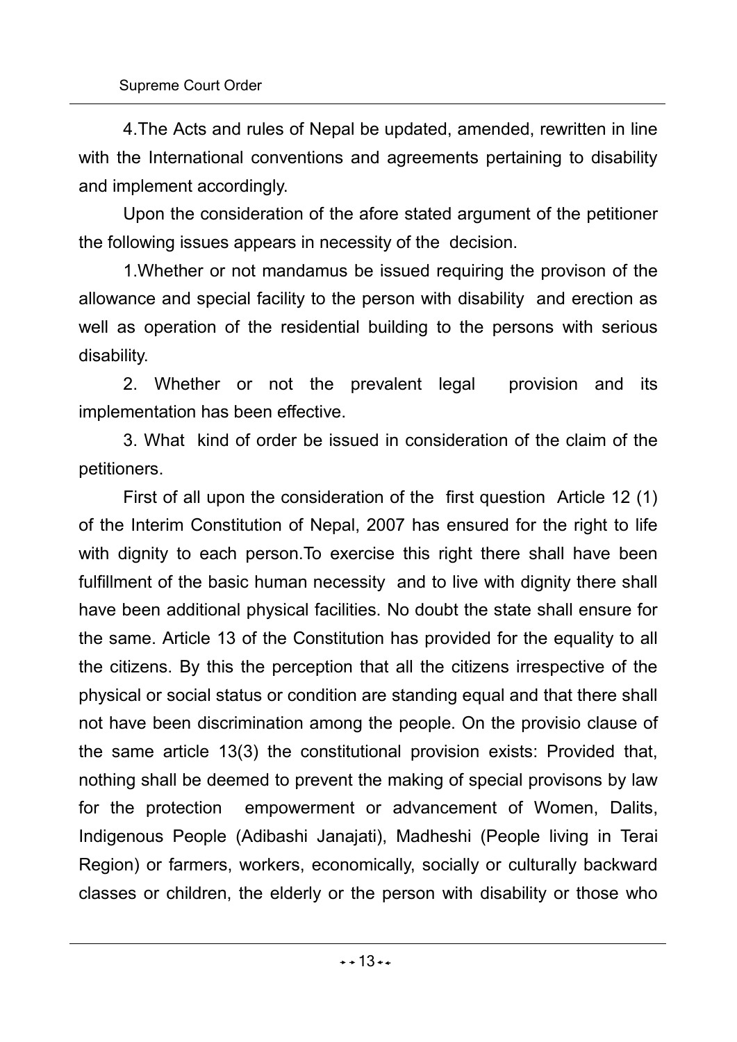4.The Acts and rules of Nepal be updated, amended, rewritten in line with the International conventions and agreements pertaining to disability and implement accordingly.

Upon the consideration of the afore stated argument of the petitioner the following issues appears in necessity of the decision.

1.Whether or not mandamus be issued requiring the provison of the allowance and special facility to the person with disability and erection as well as operation of the residential building to the persons with serious disability.

2. Whether or not the prevalent legal provision and its implementation has been effective.

3. What kind of order be issued in consideration of the claim of the petitioners.

First of all upon the consideration of the first question Article 12 (1) of the Interim Constitution of Nepal, 2007 has ensured for the right to life with dignity to each person.To exercise this right there shall have been fulfillment of the basic human necessity and to live with dignity there shall have been additional physical facilities. No doubt the state shall ensure for the same. Article 13 of the Constitution has provided for the equality to all the citizens. By this the perception that all the citizens irrespective of the physical or social status or condition are standing equal and that there shall not have been discrimination among the people. On the provisio clause of the same article 13(3) the constitutional provision exists: Provided that, nothing shall be deemed to prevent the making of special provisons by law for the protection empowerment or advancement of Women, Dalits, Indigenous People (Adibashi Janajati), Madheshi (People living in Terai Region) or farmers, workers, economically, socially or culturally backward classes or children, the elderly or the person with disability or those who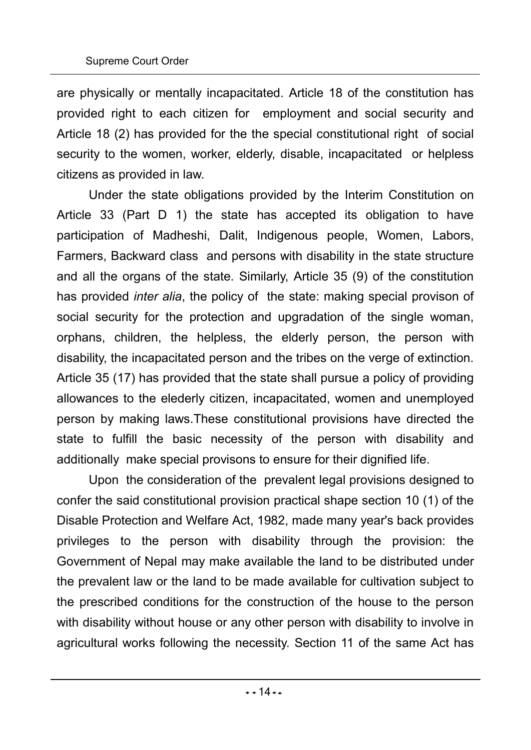are physically or mentally incapacitated. Article 18 of the constitution has provided right to each citizen for employment and social security and Article 18 (2) has provided for the the special constitutional right of social security to the women, worker, elderly, disable, incapacitated or helpless citizens as provided in law.

Under the state obligations provided by the Interim Constitution on Article 33 (Part D 1) the state has accepted its obligation to have participation of Madheshi, Dalit, Indigenous people, Women, Labors, Farmers, Backward class and persons with disability in the state structure and all the organs of the state. Similarly, Article 35 (9) of the constitution has provided *inter alia*, the policy of the state: making special provison of social security for the protection and upgradation of the single woman, orphans, children, the helpless, the elderly person, the person with disability, the incapacitated person and the tribes on the verge of extinction. Article 35 (17) has provided that the state shall pursue a policy of providing allowances to the elederly citizen, incapacitated, women and unemployed person by making laws.These constitutional provisions have directed the state to fulfill the basic necessity of the person with disability and additionally make special provisons to ensure for their dignified life.

Upon the consideration of the prevalent legal provisions designed to confer the said constitutional provision practical shape section 10 (1) of the Disable Protection and Welfare Act, 1982, made many year's back provides privileges to the person with disability through the provision: the Government of Nepal may make available the land to be distributed under the prevalent law or the land to be made available for cultivation subject to the prescribed conditions for the construction of the house to the person with disability without house or any other person with disability to involve in agricultural works following the necessity. Section 11 of the same Act has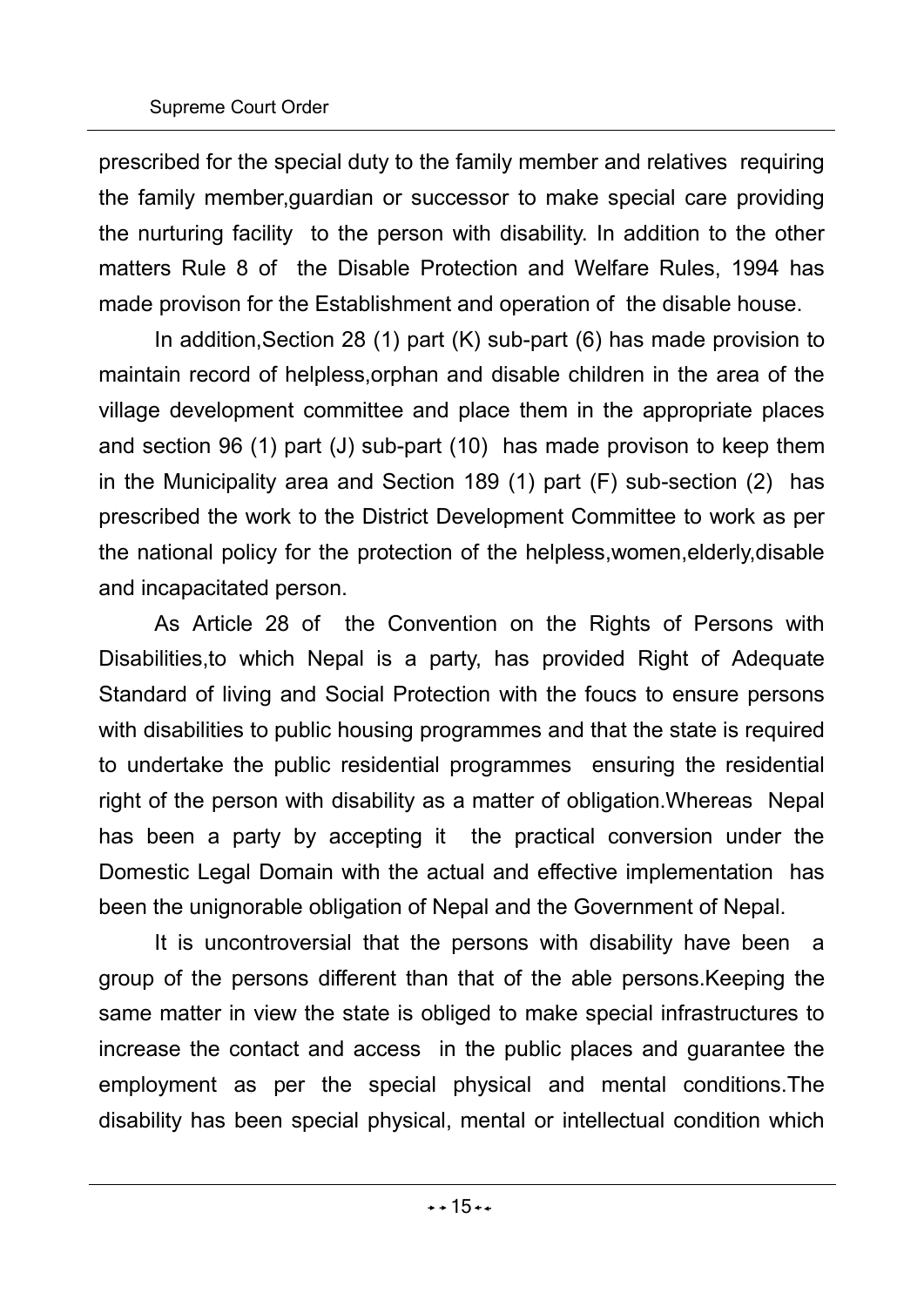prescribed for the special duty to the family member and relatives requiring the family member,guardian or successor to make special care providing the nurturing facility to the person with disability. In addition to the other matters Rule 8 of the Disable Protection and Welfare Rules, 1994 has made provison for the Establishment and operation of the disable house.

In addition,Section 28 (1) part (K) sub-part (6) has made provision to maintain record of helpless,orphan and disable children in the area of the village development committee and place them in the appropriate places and section 96 (1) part (J) sub-part (10) has made provison to keep them in the Municipality area and Section 189 (1) part (F) sub-section (2) has prescribed the work to the District Development Committee to work as per the national policy for the protection of the helpless,women,elderly,disable and incapacitated person.

As Article 28 of the Convention on the Rights of Persons with Disabilities,to which Nepal is a party, has provided Right of Adequate Standard of living and Social Protection with the foucs to ensure persons with disabilities to public housing programmes and that the state is required to undertake the public residential programmes ensuring the residential right of the person with disability as a matter of obligation.Whereas Nepal has been a party by accepting it the practical conversion under the Domestic Legal Domain with the actual and effective implementation has been the unignorable obligation of Nepal and the Government of Nepal.

It is uncontroversial that the persons with disability have been a group of the persons different than that of the able persons.Keeping the same matter in view the state is obliged to make special infrastructures to increase the contact and access in the public places and guarantee the employment as per the special physical and mental conditions.The disability has been special physical, mental or intellectual condition which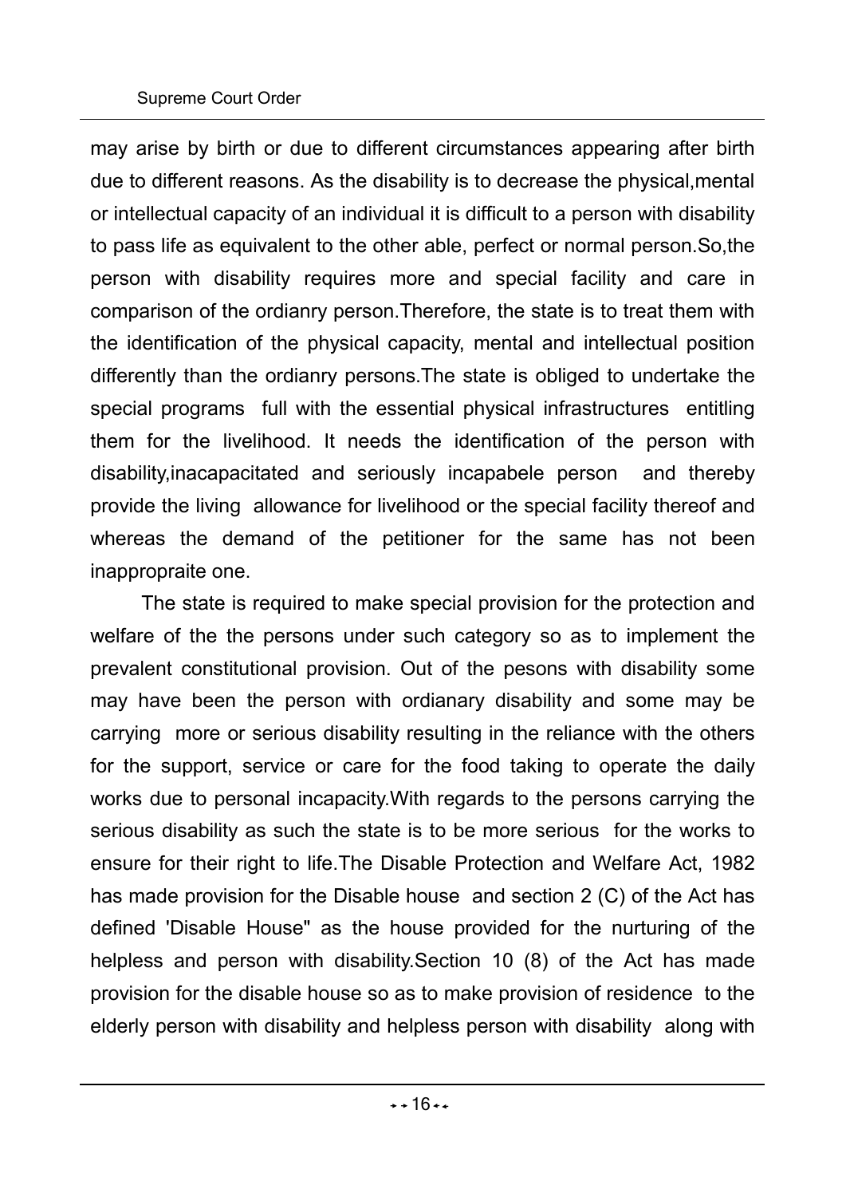may arise by birth or due to different circumstances appearing after birth due to different reasons. As the disability is to decrease the physical,mental or intellectual capacity of an individual it is difficult to a person with disability to pass life as equivalent to the other able, perfect or normal person.So,the person with disability requires more and special facility and care in comparison of the ordianry person.Therefore, the state is to treat them with the identification of the physical capacity, mental and intellectual position differently than the ordianry persons.The state is obliged to undertake the special programs full with the essential physical infrastructures entitling them for the livelihood. It needs the identification of the person with disability,inacapacitated and seriously incapabele person and thereby provide the living allowance for livelihood or the special facility thereof and whereas the demand of the petitioner for the same has not been inappropraite one.

The state is required to make special provision for the protection and welfare of the the persons under such category so as to implement the prevalent constitutional provision. Out of the pesons with disability some may have been the person with ordianary disability and some may be carrying more or serious disability resulting in the reliance with the others for the support, service or care for the food taking to operate the daily works due to personal incapacity.With regards to the persons carrying the serious disability as such the state is to be more serious for the works to ensure for their right to life.The Disable Protection and Welfare Act, 1982 has made provision for the Disable house and section 2 (C) of the Act has defined 'Disable House" as the house provided for the nurturing of the helpless and person with disability.Section 10 (8) of the Act has made provision for the disable house so as to make provision of residence to the elderly person with disability and helpless person with disability along with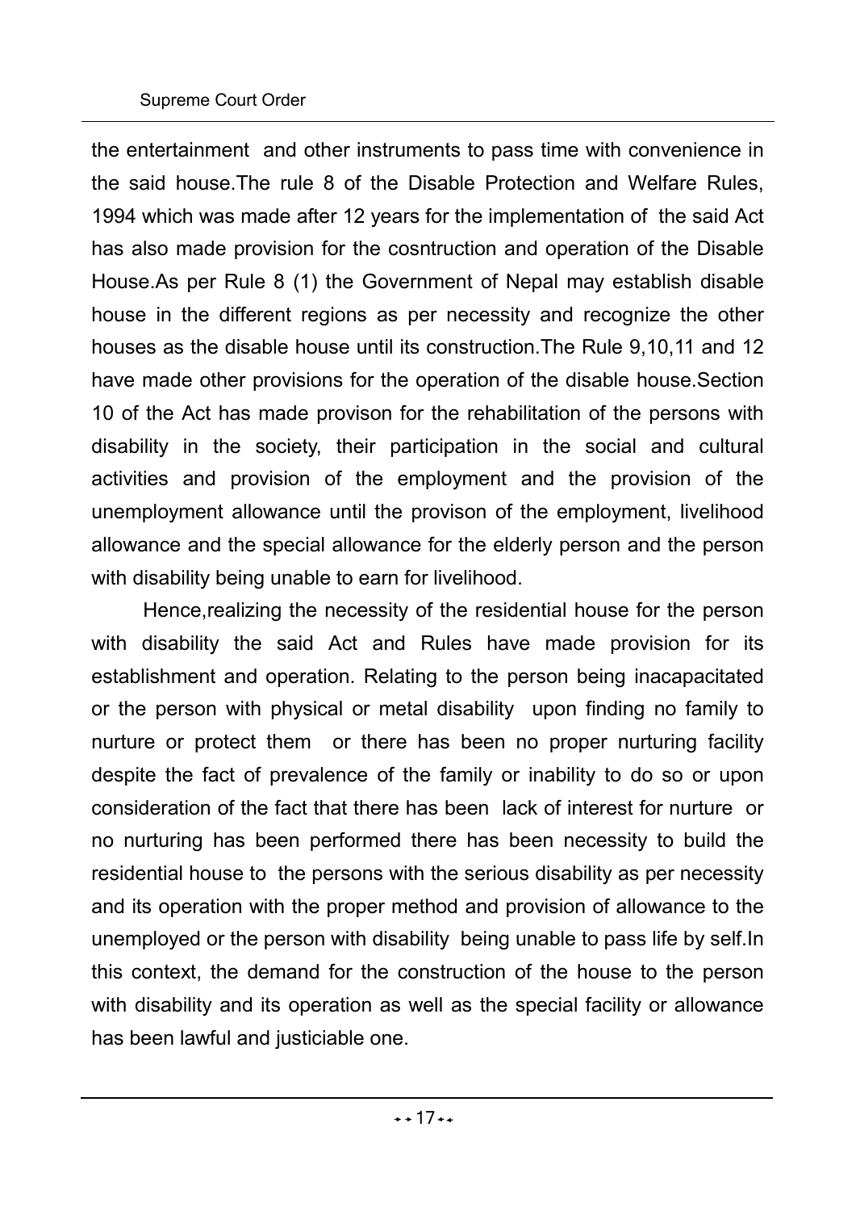the entertainment and other instruments to pass time with convenience in the said house.The rule 8 of the Disable Protection and Welfare Rules, 1994 which was made after 12 years for the implementation of the said Act has also made provision for the cosntruction and operation of the Disable House.As per Rule 8 (1) the Government of Nepal may establish disable house in the different regions as per necessity and recognize the other houses as the disable house until its construction.The Rule 9,10,11 and 12 have made other provisions for the operation of the disable house.Section 10 of the Act has made provison for the rehabilitation of the persons with disability in the society, their participation in the social and cultural activities and provision of the employment and the provision of the unemployment allowance until the provison of the employment, livelihood allowance and the special allowance for the elderly person and the person with disability being unable to earn for livelihood.

Hence,realizing the necessity of the residential house for the person with disability the said Act and Rules have made provision for its establishment and operation. Relating to the person being inacapacitated or the person with physical or metal disability upon finding no family to nurture or protect them or there has been no proper nurturing facility despite the fact of prevalence of the family or inability to do so or upon consideration of the fact that there has been lack of interest for nurture or no nurturing has been performed there has been necessity to build the residential house to the persons with the serious disability as per necessity and its operation with the proper method and provision of allowance to the unemployed or the person with disability being unable to pass life by self.In this context, the demand for the construction of the house to the person with disability and its operation as well as the special facility or allowance has been lawful and justiciable one.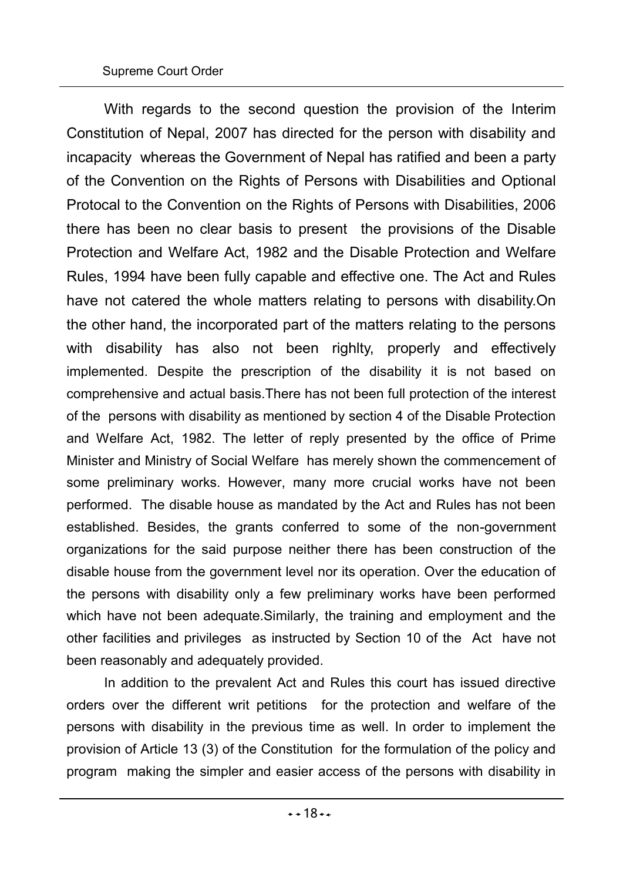With regards to the second question the provision of the Interim Constitution of Nepal, 2007 has directed for the person with disability and incapacity whereas the Government of Nepal has ratified and been a party of the Convention on the Rights of Persons with Disabilities and Optional Protocal to the Convention on the Rights of Persons with Disabilities, 2006 there has been no clear basis to present the provisions of the Disable Protection and Welfare Act, 1982 and the Disable Protection and Welfare Rules, 1994 have been fully capable and effective one. The Act and Rules have not catered the whole matters relating to persons with disability.On the other hand, the incorporated part of the matters relating to the persons with disability has also not been righlty, properly and effectively implemented. Despite the prescription of the disability it is not based on comprehensive and actual basis.There has not been full protection of the interest of the persons with disability as mentioned by section 4 of the Disable Protection and Welfare Act, 1982. The letter of reply presented by the office of Prime Minister and Ministry of Social Welfare has merely shown the commencement of some preliminary works. However, many more crucial works have not been performed. The disable house as mandated by the Act and Rules has not been established. Besides, the grants conferred to some of the non-government organizations for the said purpose neither there has been construction of the disable house from the government level nor its operation. Over the education of the persons with disability only a few preliminary works have been performed which have not been adequate.Similarly, the training and employment and the other facilities and privileges as instructed by Section 10 of the Act have not been reasonably and adequately provided.

In addition to the prevalent Act and Rules this court has issued directive orders over the different writ petitions for the protection and welfare of the persons with disability in the previous time as well. In order to implement the provision of Article 13 (3) of the Constitution for the formulation of the policy and program making the simpler and easier access of the persons with disability in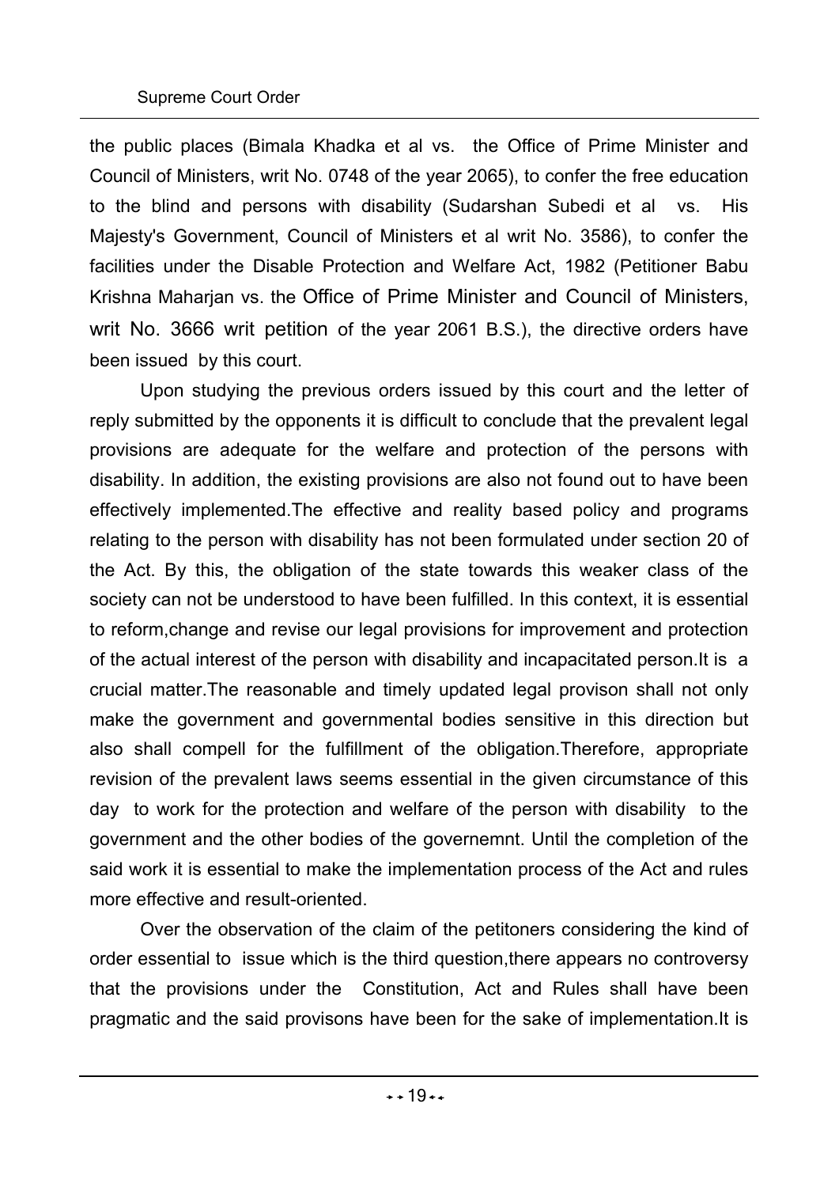the public places (Bimala Khadka et al vs. the Office of Prime Minister and Council of Ministers, writ No. 0748 of the year 2065), to confer the free education to the blind and persons with disability (Sudarshan Subedi et al vs. His Majesty's Government, Council of Ministers et al writ No. 3586), to confer the facilities under the Disable Protection and Welfare Act, 1982 (Petitioner Babu Krishna Maharjan vs. the Office of Prime Minister and Council of Ministers, writ No. 3666 writ petition of the year 2061 B.S.), the directive orders have been issued by this court.

Upon studying the previous orders issued by this court and the letter of reply submitted by the opponents it is difficult to conclude that the prevalent legal provisions are adequate for the welfare and protection of the persons with disability. In addition, the existing provisions are also not found out to have been effectively implemented.The effective and reality based policy and programs relating to the person with disability has not been formulated under section 20 of the Act. By this, the obligation of the state towards this weaker class of the society can not be understood to have been fulfilled. In this context, it is essential to reform,change and revise our legal provisions for improvement and protection of the actual interest of the person with disability and incapacitated person.It is a crucial matter.The reasonable and timely updated legal provison shall not only make the government and governmental bodies sensitive in this direction but also shall compell for the fulfillment of the obligation.Therefore, appropriate revision of the prevalent laws seems essential in the given circumstance of this day to work for the protection and welfare of the person with disability to the government and the other bodies of the governemnt. Until the completion of the said work it is essential to make the implementation process of the Act and rules more effective and result-oriented.

Over the observation of the claim of the petitoners considering the kind of order essential to issue which is the third question,there appears no controversy that the provisions under the Constitution, Act and Rules shall have been pragmatic and the said provisons have been for the sake of implementation.It is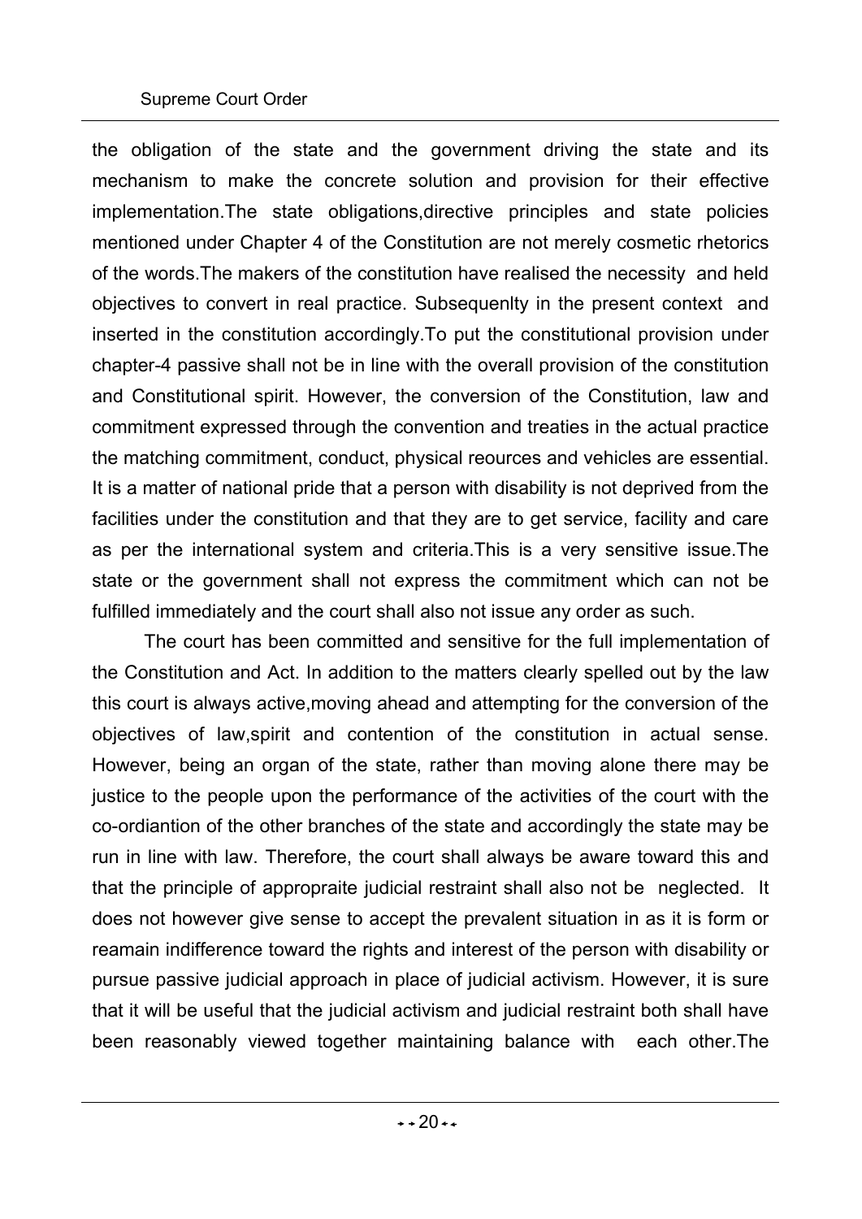the obligation of the state and the government driving the state and its mechanism to make the concrete solution and provision for their effective implementation.The state obligations,directive principles and state policies mentioned under Chapter 4 of the Constitution are not merely cosmetic rhetorics of the words.The makers of the constitution have realised the necessity and held objectives to convert in real practice. Subsequenlty in the present context and inserted in the constitution accordingly.To put the constitutional provision under chapter-4 passive shall not be in line with the overall provision of the constitution and Constitutional spirit. However, the conversion of the Constitution, law and commitment expressed through the convention and treaties in the actual practice the matching commitment, conduct, physical reources and vehicles are essential. It is a matter of national pride that a person with disability is not deprived from the facilities under the constitution and that they are to get service, facility and care as per the international system and criteria.This is a very sensitive issue.The state or the government shall not express the commitment which can not be fulfilled immediately and the court shall also not issue any order as such.

The court has been committed and sensitive for the full implementation of the Constitution and Act. In addition to the matters clearly spelled out by the law this court is always active,moving ahead and attempting for the conversion of the objectives of law,spirit and contention of the constitution in actual sense. However, being an organ of the state, rather than moving alone there may be justice to the people upon the performance of the activities of the court with the co-ordiantion of the other branches of the state and accordingly the state may be run in line with law. Therefore, the court shall always be aware toward this and that the principle of appropraite judicial restraint shall also not be neglected. It does not however give sense to accept the prevalent situation in as it is form or reamain indifference toward the rights and interest of the person with disability or pursue passive judicial approach in place of judicial activism. However, it is sure that it will be useful that the judicial activism and judicial restraint both shall have been reasonably viewed together maintaining balance with each other.The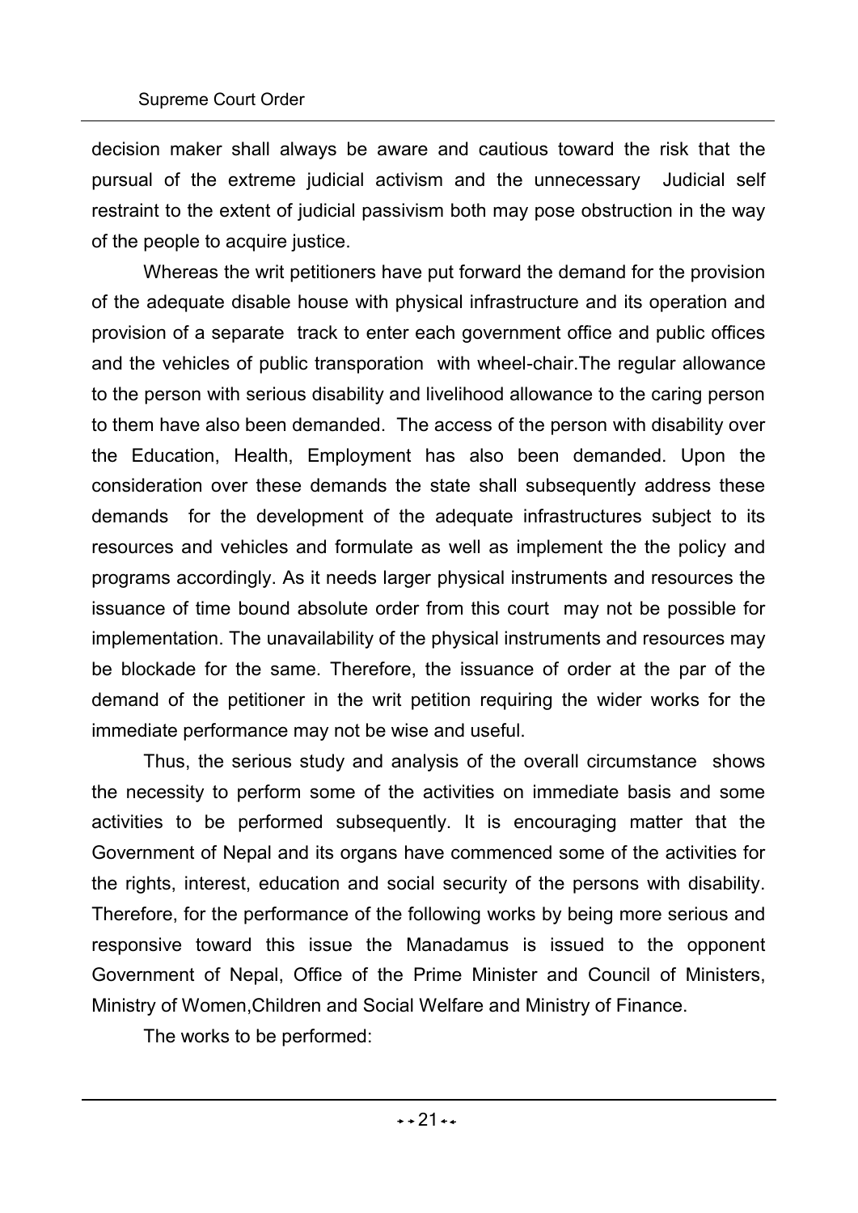decision maker shall always be aware and cautious toward the risk that the pursual of the extreme judicial activism and the unnecessary Judicial self restraint to the extent of judicial passivism both may pose obstruction in the way of the people to acquire justice.

Whereas the writ petitioners have put forward the demand for the provision of the adequate disable house with physical infrastructure and its operation and provision of a separate track to enter each government office and public offices and the vehicles of public transporation with wheel-chair.The regular allowance to the person with serious disability and livelihood allowance to the caring person to them have also been demanded. The access of the person with disability over the Education, Health, Employment has also been demanded. Upon the consideration over these demands the state shall subsequently address these demands for the development of the adequate infrastructures subject to its resources and vehicles and formulate as well as implement the the policy and programs accordingly. As it needs larger physical instruments and resources the issuance of time bound absolute order from this court may not be possible for implementation. The unavailability of the physical instruments and resources may be blockade for the same. Therefore, the issuance of order at the par of the demand of the petitioner in the writ petition requiring the wider works for the immediate performance may not be wise and useful.

Thus, the serious study and analysis of the overall circumstance shows the necessity to perform some of the activities on immediate basis and some activities to be performed subsequently. It is encouraging matter that the Government of Nepal and its organs have commenced some of the activities for the rights, interest, education and social security of the persons with disability. Therefore, for the performance of the following works by being more serious and responsive toward this issue the Manadamus is issued to the opponent Government of Nepal, Office of the Prime Minister and Council of Ministers, Ministry of Women,Children and Social Welfare and Ministry of Finance.

The works to be performed: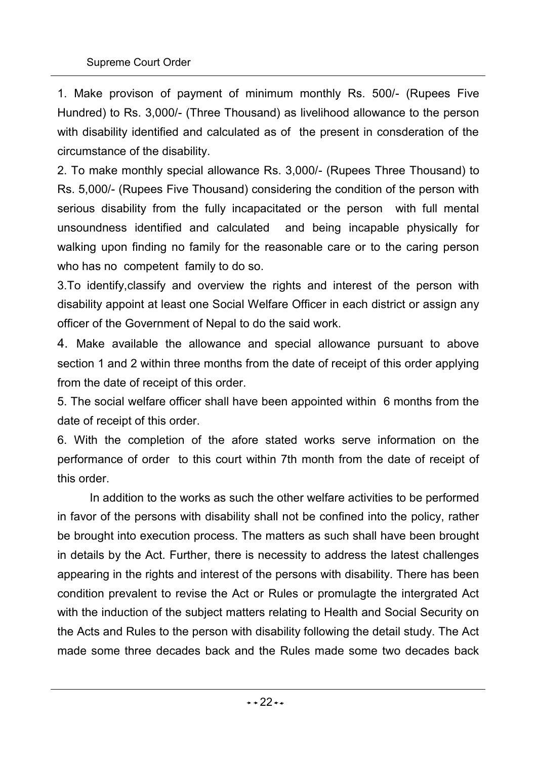1. Make provison of payment of minimum monthly Rs. 500/- (Rupees Five Hundred) to Rs. 3,000/- (Three Thousand) as livelihood allowance to the person with disability identified and calculated as of the present in consderation of the circumstance of the disability.

2. To make monthly special allowance Rs. 3,000/- (Rupees Three Thousand) to Rs. 5,000/- (Rupees Five Thousand) considering the condition of the person with serious disability from the fully incapacitated or the person with full mental unsoundness identified and calculated and being incapable physically for walking upon finding no family for the reasonable care or to the caring person who has no competent family to do so.

3.To identify,classify and overview the rights and interest of the person with disability appoint at least one Social Welfare Officer in each district or assign any officer of the Government of Nepal to do the said work.

4. Make available the allowance and special allowance pursuant to above section 1 and 2 within three months from the date of receipt of this order applying from the date of receipt of this order.

5. The social welfare officer shall have been appointed within 6 months from the date of receipt of this order.

6. With the completion of the afore stated works serve information on the performance of order to this court within 7th month from the date of receipt of this order.

In addition to the works as such the other welfare activities to be performed in favor of the persons with disability shall not be confined into the policy, rather be brought into execution process. The matters as such shall have been brought in details by the Act. Further, there is necessity to address the latest challenges appearing in the rights and interest of the persons with disability. There has been condition prevalent to revise the Act or Rules or promulagte the intergrated Act with the induction of the subject matters relating to Health and Social Security on the Acts and Rules to the person with disability following the detail study. The Act made some three decades back and the Rules made some two decades back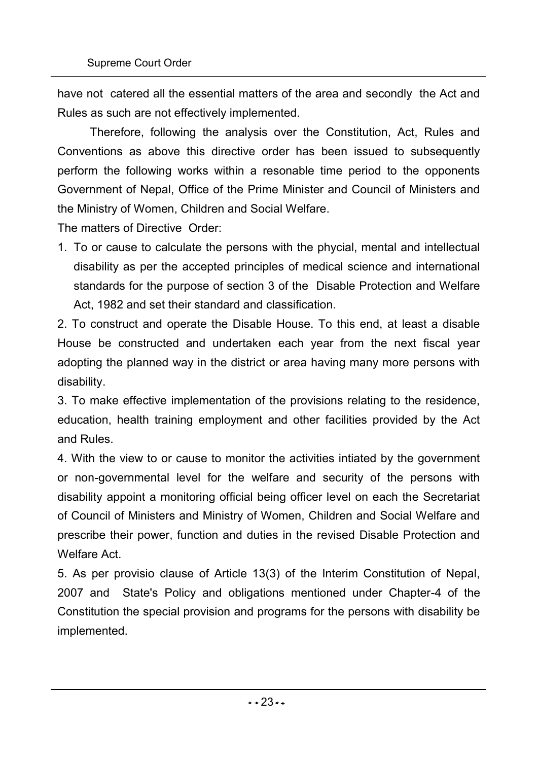have not catered all the essential matters of the area and secondly the Act and Rules as such are not effectively implemented.

Therefore, following the analysis over the Constitution, Act, Rules and Conventions as above this directive order has been issued to subsequently perform the following works within a resonable time period to the opponents Government of Nepal, Office of the Prime Minister and Council of Ministers and the Ministry of Women, Children and Social Welfare.

The matters of Directive Order:

1. To or cause to calculate the persons with the phycial, mental and intellectual disability as per the accepted principles of medical science and international standards for the purpose of section 3 of the Disable Protection and Welfare Act, 1982 and set their standard and classification.

2. To construct and operate the Disable House. To this end, at least a disable House be constructed and undertaken each year from the next fiscal year adopting the planned way in the district or area having many more persons with disability.

3. To make effective implementation of the provisions relating to the residence, education, health training employment and other facilities provided by the Act and Rules.

4. With the view to or cause to monitor the activities intiated by the government or non-governmental level for the welfare and security of the persons with disability appoint a monitoring official being officer level on each the Secretariat of Council of Ministers and Ministry of Women, Children and Social Welfare and prescribe their power, function and duties in the revised Disable Protection and Welfare Act.

5. As per provisio clause of Article 13(3) of the Interim Constitution of Nepal, 2007 and State's Policy and obligations mentioned under Chapter-4 of the Constitution the special provision and programs for the persons with disability be implemented.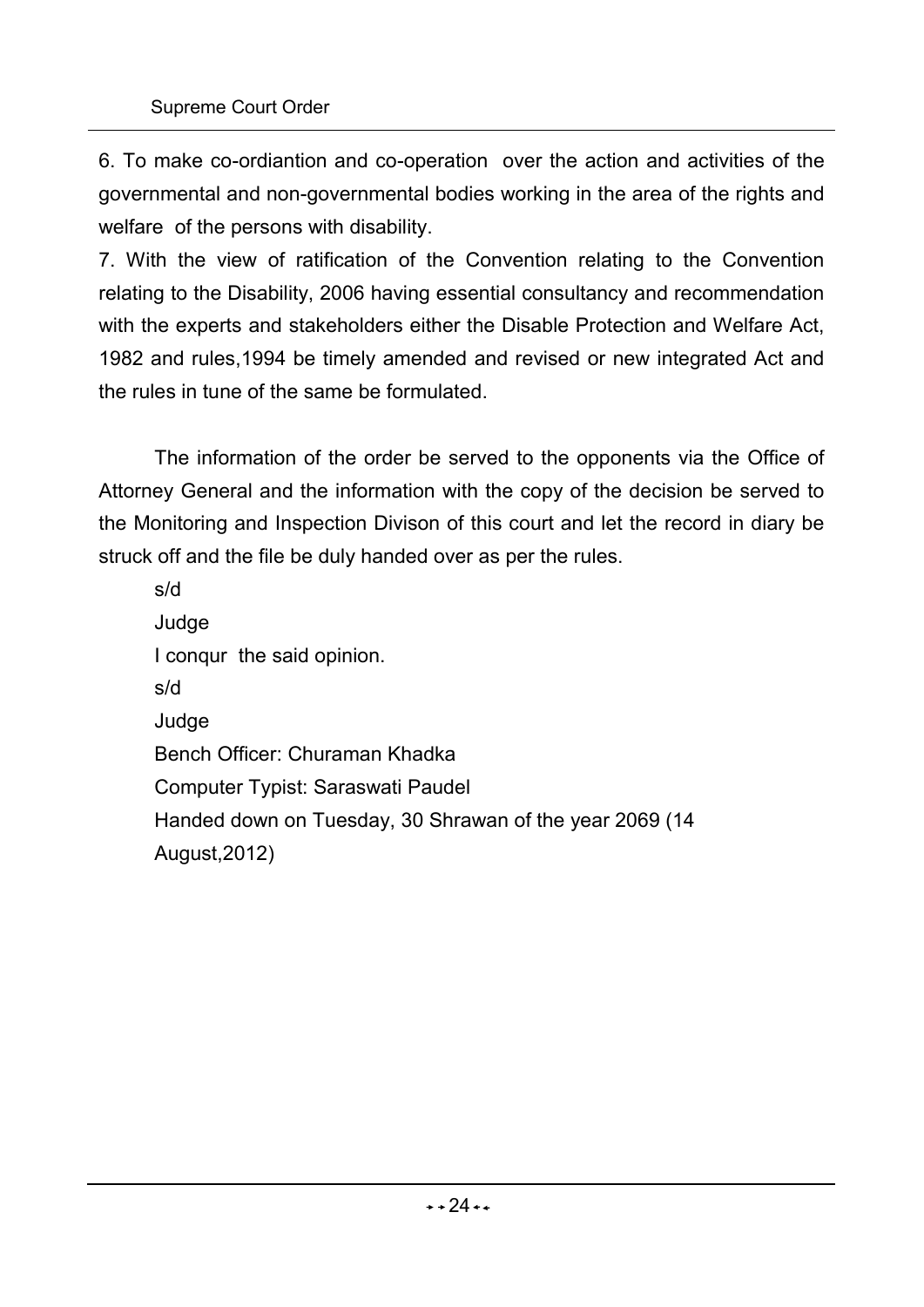6. To make co-ordiantion and co-operation over the action and activities of the governmental and non-governmental bodies working in the area of the rights and welfare of the persons with disability.

7. With the view of ratification of the Convention relating to the Convention relating to the Disability, 2006 having essential consultancy and recommendation with the experts and stakeholders either the Disable Protection and Welfare Act, 1982 and rules,1994 be timely amended and revised or new integrated Act and the rules in tune of the same be formulated.

The information of the order be served to the opponents via the Office of Attorney General and the information with the copy of the decision be served to the Monitoring and Inspection Divison of this court and let the record in diary be struck off and the file be duly handed over as per the rules.

s/d

Judge

I conqur the said opinion.

s/d

Judge

Bench Officer: Churaman Khadka

Computer Typist: Saraswati Paudel

Handed down on Tuesday, 30 Shrawan of the year 2069 (14 August,2012)